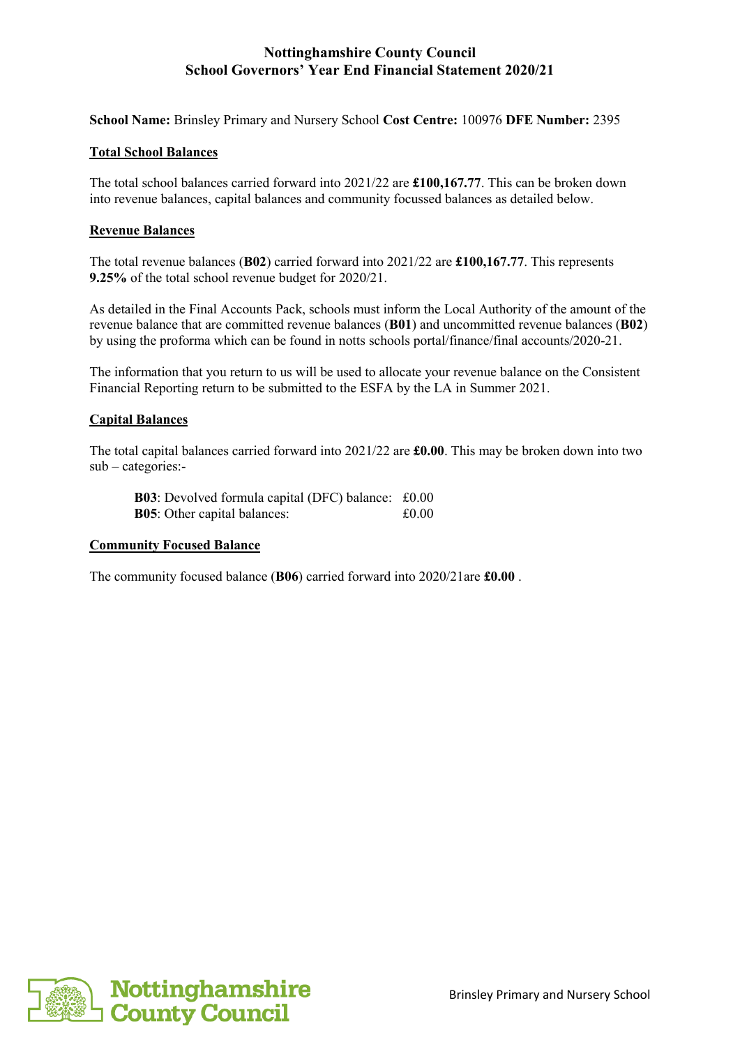# Nottinghamshire County Council
## School Governors' Year End Financial Statement 2020/21

**School Name:** Brinsley Primary and Nursery School **Cost Centre:** 100976 **DFE Number:** 2395

### Total School Balances

The total school balances carried forward into 2021/22 are **£100,167.77**. This can be broken down into revenue balances, capital balances and community focussed balances as detailed below.

### Revenue Balances

The total revenue balances (**B02**) carried forward into 2021/22 are **£100,167.77**. This represents **9.25%** of the total school revenue budget for 2020/21.

As detailed in the Final Accounts Pack, schools must inform the Local Authority of the amount of the revenue balance that are committed revenue balances (**B01**) and uncommitted revenue balances (**B02**) by using the proforma which can be found in notts schools portal/finance/final accounts/2020-21.

The information that you return to us will be used to allocate your revenue balance on the Consistent Financial Reporting return to be submitted to the ESFA by the LA in Summer 2021.

### Capital Balances

The total capital balances carried forward into 2021/22 are **£0.00**. This may be broken down into two sub – categories:-

**B03**: Devolved formula capital (DFC) balance: £0.00
**B05**: Other capital balances: £0.00

### Community Focused Balance

The community focused balance (**B06**) carried forward into 2020/21are **£0.00** .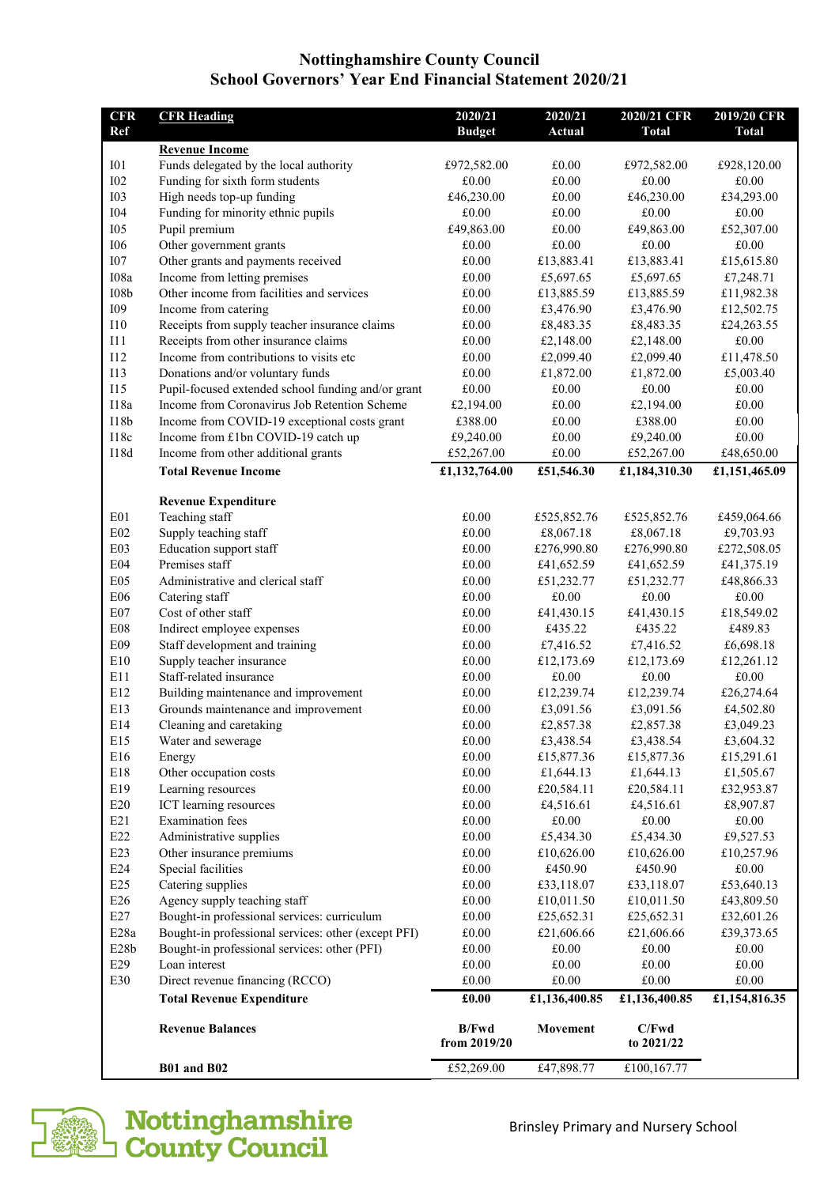# Nottinghamshire County Council
## School Governors' Year End Financial Statement 2020/21

| CFR Ref | CFR Heading | 2020/21 Budget | 2020/21 Actual | 2020/21 CFR Total | 2019/20 CFR Total |
|---|---|---|---|---|---|
| | **Revenue Income** | | | | |
| I01 | Funds delegated by the local authority | £972,582.00 | £0.00 | £972,582.00 | £928,120.00 |
| I02 | Funding for sixth form students | £0.00 | £0.00 | £0.00 | £0.00 |
| I03 | High needs top-up funding | £46,230.00 | £0.00 | £46,230.00 | £34,293.00 |
| I04 | Funding for minority ethnic pupils | £0.00 | £0.00 | £0.00 | £0.00 |
| I05 | Pupil premium | £49,863.00 | £0.00 | £49,863.00 | £52,307.00 |
| I06 | Other government grants | £0.00 | £0.00 | £0.00 | £0.00 |
| I07 | Other grants and payments received | £0.00 | £13,883.41 | £13,883.41 | £15,615.80 |
| I08a | Income from letting premises | £0.00 | £5,697.65 | £5,697.65 | £7,248.71 |
| I08b | Other income from facilities and services | £0.00 | £13,885.59 | £13,885.59 | £11,982.38 |
| I09 | Income from catering | £0.00 | £3,476.90 | £3,476.90 | £12,502.75 |
| I10 | Receipts from supply teacher insurance claims | £0.00 | £8,483.35 | £8,483.35 | £24,263.55 |
| I11 | Receipts from other insurance claims | £0.00 | £2,148.00 | £2,148.00 | £0.00 |
| I12 | Income from contributions to visits etc | £0.00 | £2,099.40 | £2,099.40 | £11,478.50 |
| I13 | Donations and/or voluntary funds | £0.00 | £1,872.00 | £1,872.00 | £5,003.40 |
| I15 | Pupil-focused extended school funding and/or grant | £0.00 | £0.00 | £0.00 | £0.00 |
| I18a | Income from Coronavirus Job Retention Scheme | £2,194.00 | £0.00 | £2,194.00 | £0.00 |
| I18b | Income from COVID-19 exceptional costs grant | £388.00 | £0.00 | £388.00 | £0.00 |
| I18c | Income from £1bn COVID-19 catch up | £9,240.00 | £0.00 | £9,240.00 | £0.00 |
| I18d | Income from other additional grants | £52,267.00 | £0.00 | £52,267.00 | £48,650.00 |
| | **Total Revenue Income** | **£1,132,764.00** | **£51,546.30** | **£1,184,310.30** | **£1,151,465.09** |
| | **Revenue Expenditure** | | | | |
| E01 | Teaching staff | £0.00 | £525,852.76 | £525,852.76 | £459,064.66 |
| E02 | Supply teaching staff | £0.00 | £8,067.18 | £8,067.18 | £9,703.93 |
| E03 | Education support staff | £0.00 | £276,990.80 | £276,990.80 | £272,508.05 |
| E04 | Premises staff | £0.00 | £41,652.59 | £41,652.59 | £41,375.19 |
| E05 | Administrative and clerical staff | £0.00 | £51,232.77 | £51,232.77 | £48,866.33 |
| E06 | Catering staff | £0.00 | £0.00 | £0.00 | £0.00 |
| E07 | Cost of other staff | £0.00 | £41,430.15 | £41,430.15 | £18,549.02 |
| E08 | Indirect employee expenses | £0.00 | £435.22 | £435.22 | £489.83 |
| E09 | Staff development and training | £0.00 | £7,416.52 | £7,416.52 | £6,698.18 |
| E10 | Supply teacher insurance | £0.00 | £12,173.69 | £12,173.69 | £12,261.12 |
| E11 | Staff-related insurance | £0.00 | £0.00 | £0.00 | £0.00 |
| E12 | Building maintenance and improvement | £0.00 | £12,239.74 | £12,239.74 | £26,274.64 |
| E13 | Grounds maintenance and improvement | £0.00 | £3,091.56 | £3,091.56 | £4,502.80 |
| E14 | Cleaning and caretaking | £0.00 | £2,857.38 | £2,857.38 | £3,049.23 |
| E15 | Water and sewerage | £0.00 | £3,438.54 | £3,438.54 | £3,604.32 |
| E16 | Energy | £0.00 | £15,877.36 | £15,877.36 | £15,291.61 |
| E18 | Other occupation costs | £0.00 | £1,644.13 | £1,644.13 | £1,505.67 |
| E19 | Learning resources | £0.00 | £20,584.11 | £20,584.11 | £32,953.87 |
| E20 | ICT learning resources | £0.00 | £4,516.61 | £4,516.61 | £8,907.87 |
| E21 | Examination fees | £0.00 | £0.00 | £0.00 | £0.00 |
| E22 | Administrative supplies | £0.00 | £5,434.30 | £5,434.30 | £9,527.53 |
| E23 | Other insurance premiums | £0.00 | £10,626.00 | £10,626.00 | £10,257.96 |
| E24 | Special facilities | £0.00 | £450.90 | £450.90 | £0.00 |
| E25 | Catering supplies | £0.00 | £33,118.07 | £33,118.07 | £53,640.13 |
| E26 | Agency supply teaching staff | £0.00 | £10,011.50 | £10,011.50 | £43,809.50 |
| E27 | Bought-in professional services: curriculum | £0.00 | £25,652.31 | £25,652.31 | £32,601.26 |
| E28a | Bought-in professional services: other (except PFI) | £0.00 | £21,606.66 | £21,606.66 | £39,373.65 |
| E28b | Bought-in professional services: other (PFI) | £0.00 | £0.00 | £0.00 | £0.00 |
| E29 | Loan interest | £0.00 | £0.00 | £0.00 | £0.00 |
| E30 | Direct revenue financing (RCCO) | £0.00 | £0.00 | £0.00 | £0.00 |
| | **Total Revenue Expenditure** | **£0.00** | **£1,136,400.85** | **£1,136,400.85** | **£1,154,816.35** |
| | **Revenue Balances** | **B/Fwd from 2019/20** | **Movement** | **C/Fwd to 2021/22** | |
| | **B01 and B02** | £52,269.00 | £47,898.77 | £100,167.77 | |

Brinsley Primary and Nursery School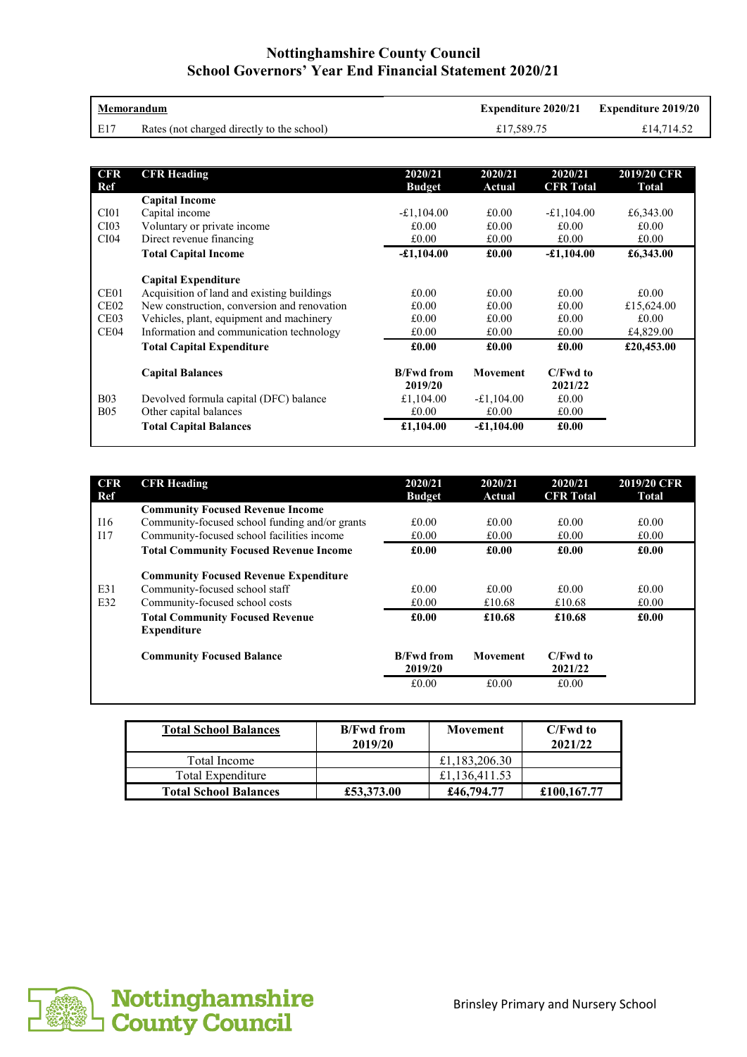## Nottinghamshire County Council
## School Governors' Year End Financial Statement 2020/21

| Memorandum | | Expenditure 2020/21 | Expenditure 2019/20 |
|---|---|---|---|
| E17 | Rates (not charged directly to the school) | £17,589.75 | £14,714.52 |

| CFR Ref | CFR Heading | 2020/21 Budget | 2020/21 Actual | 2020/21 CFR Total | 2019/20 CFR Total |
|---|---|---|---|---|---|
| | **Capital Income** | | | | |
| CI01 | Capital income | -£1,104.00 | £0.00 | -£1,104.00 | £6,343.00 |
| CI03 | Voluntary or private income | £0.00 | £0.00 | £0.00 | £0.00 |
| CI04 | Direct revenue financing | £0.00 | £0.00 | £0.00 | £0.00 |
| | **Total Capital Income** | **-£1,104.00** | **£0.00** | **-£1,104.00** | **£6,343.00** |
| | **Capital Expenditure** | | | | |
| CE01 | Acquisition of land and existing buildings | £0.00 | £0.00 | £0.00 | £0.00 |
| CE02 | New construction, conversion and renovation | £0.00 | £0.00 | £0.00 | £15,624.00 |
| CE03 | Vehicles, plant, equipment and machinery | £0.00 | £0.00 | £0.00 | £0.00 |
| CE04 | Information and communication technology | £0.00 | £0.00 | £0.00 | £4,829.00 |
| | **Total Capital Expenditure** | **£0.00** | **£0.00** | **£0.00** | **£20,453.00** |
| | **Capital Balances** | **B/Fwd from 2019/20** | **Movement** | **C/Fwd to 2021/22** | |
| B03 | Devolved formula capital (DFC) balance | £1,104.00 | -£1,104.00 | £0.00 | |
| B05 | Other capital balances | £0.00 | £0.00 | £0.00 | |
| | **Total Capital Balances** | **£1,104.00** | **-£1,104.00** | **£0.00** | |

| CFR Ref | CFR Heading | 2020/21 Budget | 2020/21 Actual | 2020/21 CFR Total | 2019/20 CFR Total |
|---|---|---|---|---|---|
| | **Community Focused Revenue Income** | | | | |
| I16 | Community-focused school funding and/or grants | £0.00 | £0.00 | £0.00 | £0.00 |
| I17 | Community-focused school facilities income | £0.00 | £0.00 | £0.00 | £0.00 |
| | **Total Community Focused Revenue Income** | **£0.00** | **£0.00** | **£0.00** | **£0.00** |
| | **Community Focused Revenue Expenditure** | | | | |
| E31 | Community-focused school staff | £0.00 | £0.00 | £0.00 | £0.00 |
| E32 | Community-focused school costs | £0.00 | £10.68 | £10.68 | £0.00 |
| | **Total Community Focused Revenue Expenditure** | **£0.00** | **£10.68** | **£10.68** | **£0.00** |
| | **Community Focused Balance** | **B/Fwd from 2019/20** | **Movement** | **C/Fwd to 2021/22** | |
| | | £0.00 | £0.00 | £0.00 | |

| Total School Balances | B/Fwd from 2019/20 | Movement | C/Fwd to 2021/22 |
|---|---|---|---|
| Total Income | | £1,183,206.30 | |
| Total Expenditure | | £1,136,411.53 | |
| **Total School Balances** | **£53,373.00** | **£46,794.77** | **£100,167.77** |

Nottinghamshire County Council

Brinsley Primary and Nursery School